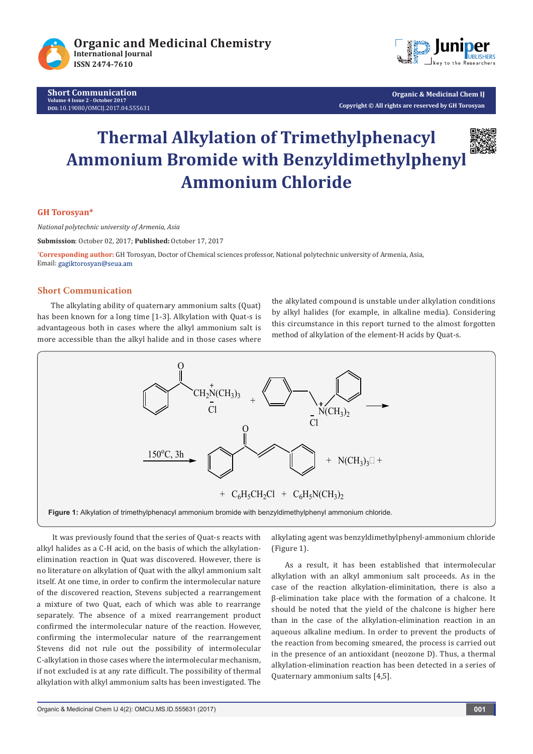# Thermal Alkylation of Trimethylphenacyl Ammonium Bromide with Benzyldimethylphenyl Ammonium Chloride

**GH Torosyan***

*National polytechnic university of Armenia, Asia*

**Submission**: October 02, 2017; **Published:** October 17, 2017

*Corresponding author: GH Torosyan, Doctor of Chemical sciences professor, National polytechnic university of Armenia, Asia, Email: gagiktorosyan@seua.am

## Short Communication

The alkylating ability of quaternary ammonium salts (Quat) has been known for a long time [1-3]. Alkylation with Quat-s is advantageous both in cases where the alkyl ammonium salt is more accessible than the alkyl halide and in those cases where the alkylated compound is unstable under alkylation conditions by alkyl halides (for example, in alkaline media). Considering this circumstance in this report turned to the almost forgotten method of alkylation of the element-H acids by Quat-s.

**Figure 1:** Alkylation of trimethylphenacyl ammonium bromide with benzyldimethylphenyl ammonium chloride.

It was previously found that the series of Quat-s reacts with alkyl halides as a C-H acid, on the basis of which the alkylation-elimination reaction in Quat was discovered. However, there is no literature on alkylation of Quat with the alkyl ammonium salt itself. At one time, in order to confirm the intermolecular nature of the discovered reaction, Stevens subjected a rearrangement a mixture of two Quat, each of which was able to rearrange separately. The absence of a mixed rearrangement product confirmed the intermolecular nature of the reaction. However, confirming the intermolecular nature of the rearrangement Stevens did not rule out the possibility of intermolecular C-alkylation in those cases where the intermolecular mechanism, if not excluded is at any rate difficult. The possibility of thermal alkylation with alkyl ammonium salts has been investigated. The alkylating agent was benzyldimethylphenyl-ammonium chloride (Figure 1).

As a result, it has been established that intermolecular alkylation with an alkyl ammonium salt proceeds. As in the case of the reaction alkylation-eliminitation, there is also a β-elimination take place with the formation of a chalcone. It should be noted that the yield of the chalcone is higher here than in the case of the alkylation-elimination reaction in an aqueous alkaline medium. In order to prevent the products of the reaction from becoming smeared, the process is carried out in the presence of an antioxidant (neozone D). Thus, a thermal alkylation-elimination reaction has been detected in a series of Quaternary ammonium salts [4,5].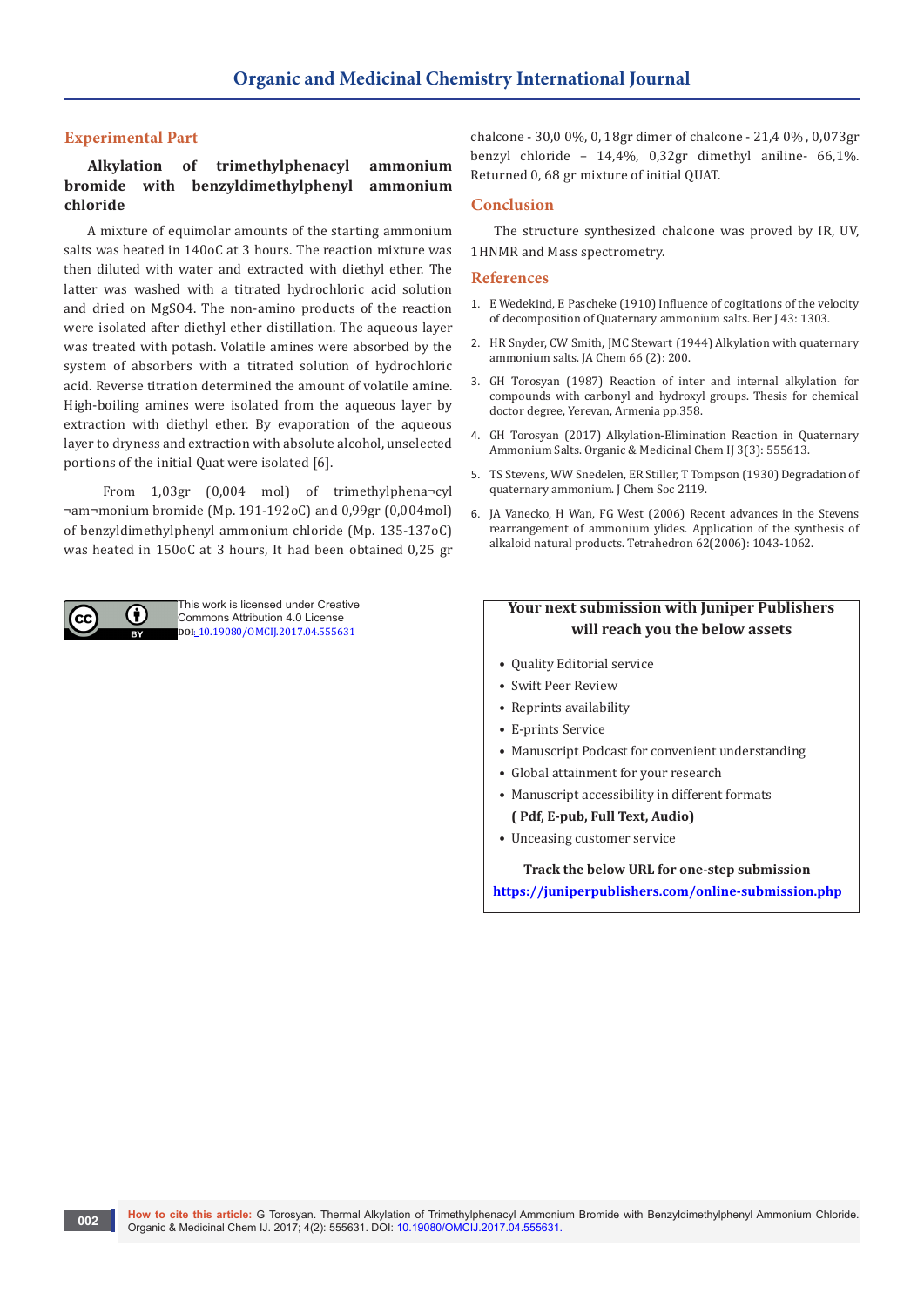## Experimental Part

### Alkylation of trimethylphenacyl ammonium bromide with benzyldimethylphenyl ammonium chloride

A mixture of equimolar amounts of the starting ammonium salts was heated in 140oC at 3 hours. The reaction mixture was then diluted with water and extracted with diethyl ether. The latter was washed with a titrated hydrochloric acid solution and dried on $MgSO_4$. The non-amino products of the reaction were isolated after diethyl ether distillation. The aqueous layer was treated with potash. Volatile amines were absorbed by the system of absorbers with a titrated solution of hydrochloric acid. Reverse titration determined the amount of volatile amine. High-boiling amines were isolated from the aqueous layer by extraction with diethyl ether. By evaporation of the aqueous layer to dryness and extraction with absolute alcohol, unselected portions of the initial Quat were isolated [6].

From 1,03gr (0,004 mol) of trimethylphena¬cyl ¬am¬monium bromide (Mp. 191-192oC) and 0,99gr (0,004mol) of benzyldimethylphenyl ammonium chloride (Mp. 135-137oC) was heated in 150oC at 3 hours, It had been obtained 0,25 gr chalcone - 30,0 0%, 0, 18gr dimer of chalcone - 21,4 0% , 0,073gr benzyl chloride – 14,4%, 0,32gr dimethyl aniline- 66,1%. Returned 0, 68 gr mixture of initial QUAT.

## Conclusion

The structure synthesized chalcone was proved by IR, UV, 1HNMR and Mass spectrometry.

## References

1. E Wedekind, E Pascheke (1910) Influence of cogitations of the velocity of decomposition of Quaternary ammonium salts. Ber J 43: 1303.
2. HR Snyder, CW Smith, JMC Stewart (1944) Alkylation with quaternary ammonium salts. JA Chem 66 (2): 200.
3. GH Torosyan (1987) Reaction of inter and internal alkylation for compounds with carbonyl and hydroxyl groups. Thesis for chemical doctor degree, Yerevan, Armenia pp.358.
4. GH Torosyan (2017) Alkylation-Elimination Reaction in Quaternary Ammonium Salts. Organic & Medicinal Chem IJ 3(3): 555613.
5. TS Stevens, WW Snedelen, ER Stiller, T Tompson (1930) Degradation of quaternary ammonium. J Chem Soc 2119.
6. JA Vanecko, H Wan, FG West (2006) Recent advances in the Stevens rearrangement of ammonium ylides. Application of the synthesis of alkaloid natural products. Tetrahedron 62(2006): 1043-1062.

This work is licensed under Creative Commons Attribution 4.0 License
DOI: 10.19080/OMCIJ.2017.04.555631

**Your next submission with Juniper Publishers will reach you the below assets**

- Quality Editorial service
- Swift Peer Review
- Reprints availability
- E-prints Service
- Manuscript Podcast for convenient understanding
- Global attainment for your research
- Manuscript accessibility in different formats
  **( Pdf, E-pub, Full Text, Audio)**
- Unceasing customer service

**Track the below URL for one-step submission**
**https://juniperpublishers.com/online-submission.php**

**How to cite this article:** G Torosyan. Thermal Alkylation of Trimethylphenacyl Ammonium Bromide with Benzyldimethylphenyl Ammonium Chloride. Organic & Medicinal Chem IJ. 2017; 4(2): 555631. DOI: 10.19080/OMCIJ.2017.04.555631.